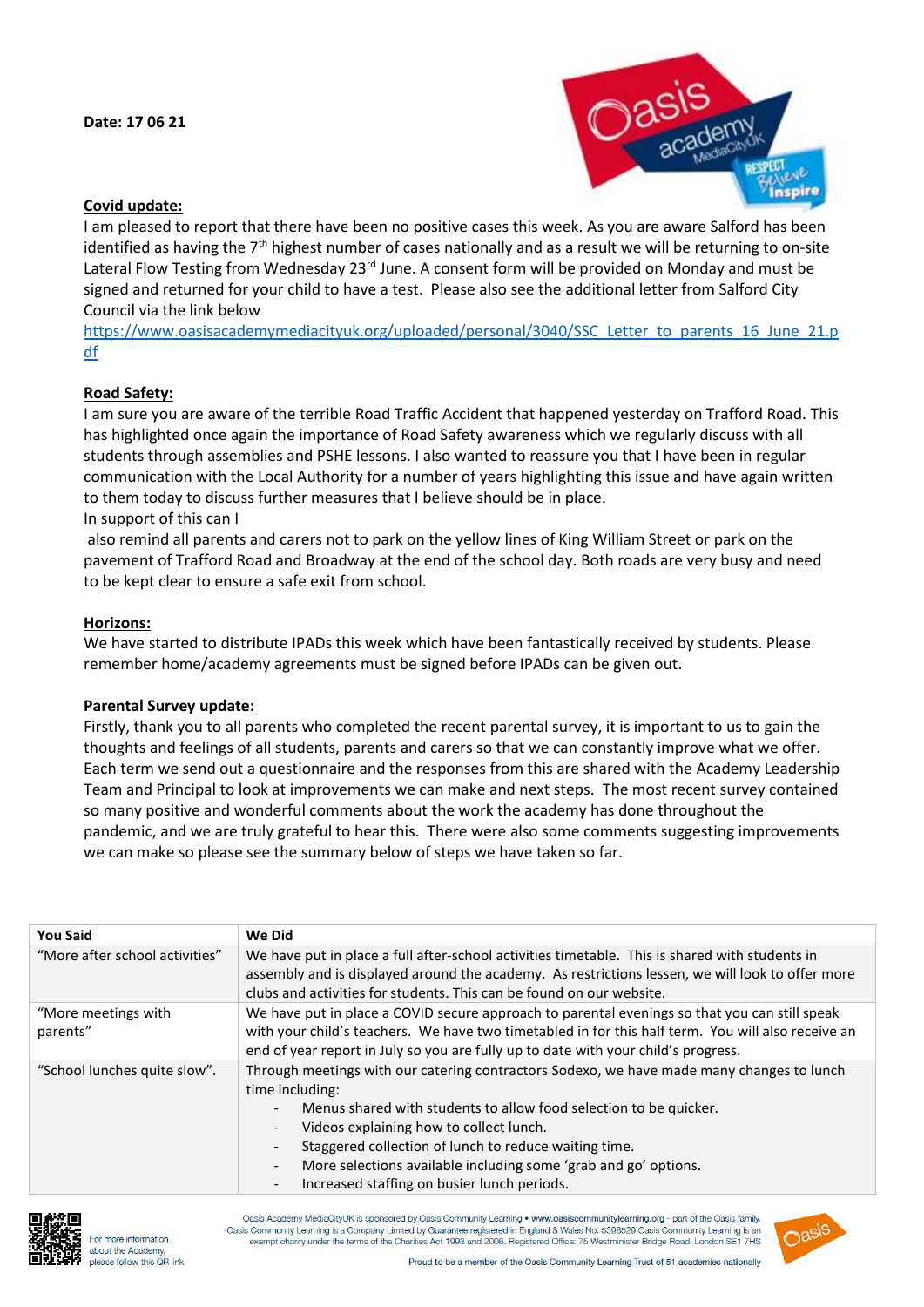**Date: 17 06 21**

**Covid update:**

I am pleased to report that there have been no positive cases this week. As you are aware Salford has been identified as having the 7th highest number of cases nationally and as a result we will be returning to on-site Lateral Flow Testing from Wednesday 23rd June. A consent form will be provided on Monday and must be signed and returned for your child to have a test. Please also see the additional letter from Salford City Council via the link below

https://www.oasisacademymediacityuk.org/uploaded/personal/3040/SSC_Letter_to_parents_16_June_21.pdf

**Road Safety:**

I am sure you are aware of the terrible Road Traffic Accident that happened yesterday on Trafford Road. This has highlighted once again the importance of Road Safety awareness which we regularly discuss with all students through assemblies and PSHE lessons. I also wanted to reassure you that I have been in regular communication with the Local Authority for a number of years highlighting this issue and have again written to them today to discuss further measures that I believe should be in place.

In support of this can I also remind all parents and carers not to park on the yellow lines of King William Street or park on the pavement of Trafford Road and Broadway at the end of the school day. Both roads are very busy and need to be kept clear to ensure a safe exit from school.

**Horizons:**

We have started to distribute IPADs this week which have been fantastically received by students. Please remember home/academy agreements must be signed before IPADs can be given out.

**Parental Survey update:**

Firstly, thank you to all parents who completed the recent parental survey, it is important to us to gain the thoughts and feelings of all students, parents and carers so that we can constantly improve what we offer. Each term we send out a questionnaire and the responses from this are shared with the Academy Leadership Team and Principal to look at improvements we can make and next steps. The most recent survey contained so many positive and wonderful comments about the work the academy has done throughout the pandemic, and we are truly grateful to hear this. There were also some comments suggesting improvements we can make so please see the summary below of steps we have taken so far.

| You Said | We Did |
| --- | --- |
| "More after school activities" | We have put in place a full after-school activities timetable. This is shared with students in assembly and is displayed around the academy. As restrictions lessen, we will look to offer more clubs and activities for students. This can be found on our website. |
| "More meetings with parents" | We have put in place a COVID secure approach to parental evenings so that you can still speak with your child's teachers. We have two timetabled in for this half term. You will also receive an end of year report in July so you are fully up to date with your child's progress. |
| "School lunches quite slow". | Through meetings with our catering contractors Sodexo, we have made many changes to lunch time including:<br>- Menus shared with students to allow food selection to be quicker.<br>- Videos explaining how to collect lunch.<br>- Staggered collection of lunch to reduce waiting time.<br>- More selections available including some 'grab and go' options.<br>- Increased staffing on busier lunch periods. |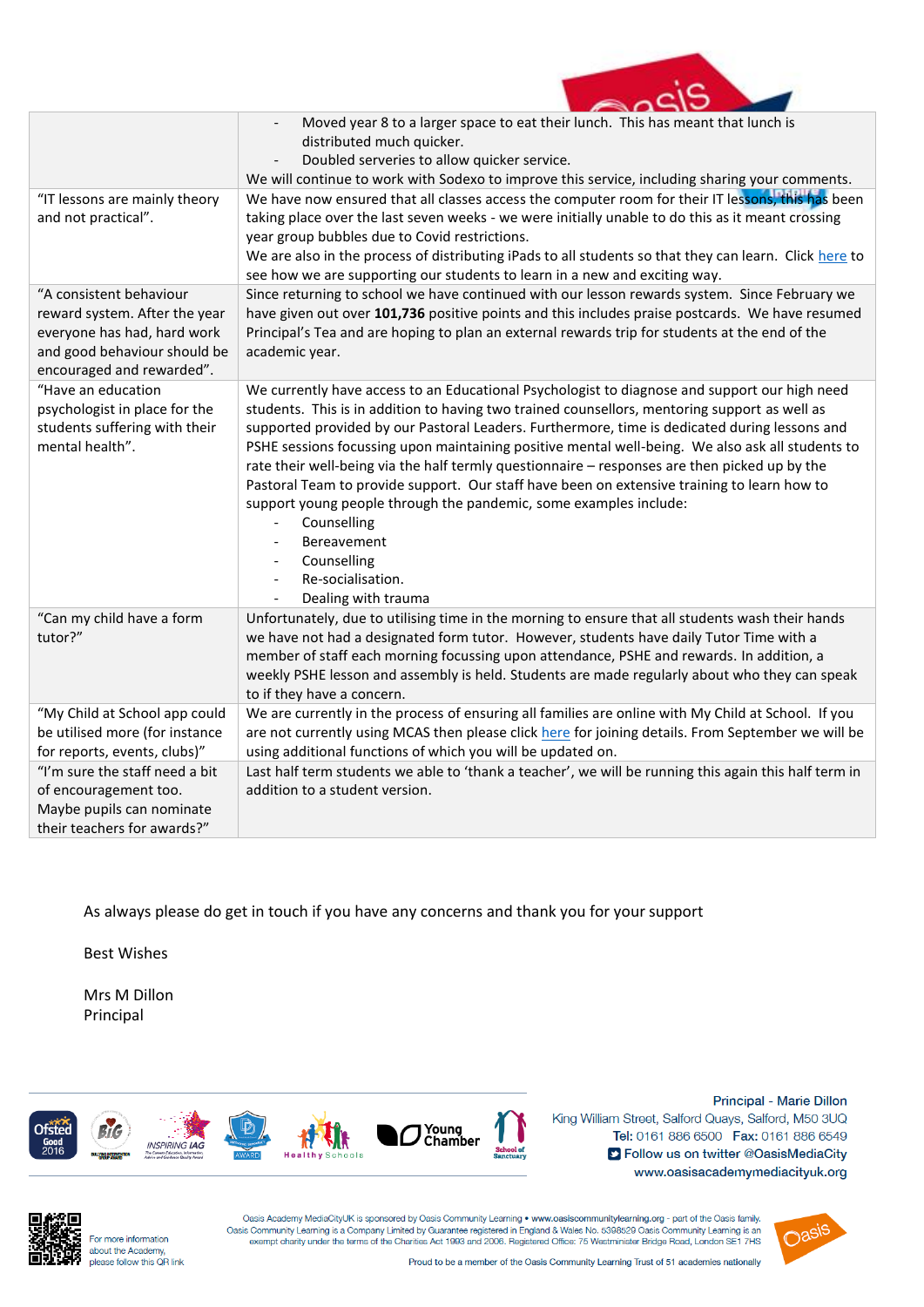| | |
|---|---|
| | - Moved year 8 to a larger space to eat their lunch. This has meant that lunch is distributed much quicker.<br>- Doubled serveries to allow quicker service.<br>We will continue to work with Sodexo to improve this service, including sharing your comments. |
| "IT lessons are mainly theory and not practical". | We have now ensured that all classes access the computer room for their IT lessons, this has been taking place over the last seven weeks - we were initially unable to do this as it meant crossing year group bubbles due to Covid restrictions.<br>We are also in the process of distributing iPads to all students so that they can learn. Click here to see how we are supporting our students to learn in a new and exciting way. |
| "A consistent behaviour reward system. After the year everyone has had, hard work and good behaviour should be encouraged and rewarded". | Since returning to school we have continued with our lesson rewards system. Since February we have given out over **101,736** positive points and this includes praise postcards. We have resumed Principal's Tea and are hoping to plan an external rewards trip for students at the end of the academic year. |
| "Have an education psychologist in place for the students suffering with their mental health". | We currently have access to an Educational Psychologist to diagnose and support our high need students. This is in addition to having two trained counsellors, mentoring support as well as supported provided by our Pastoral Leaders. Furthermore, time is dedicated during lessons and PSHE sessions focussing upon maintaining positive mental well-being. We also ask all students to rate their well-being via the half termly questionnaire – responses are then picked up by the Pastoral Team to provide support. Our staff have been on extensive training to learn how to support young people through the pandemic, some examples include:<br>- Counselling<br>- Bereavement<br>- Counselling<br>- Re-socialisation.<br>- Dealing with trauma |
| "Can my child have a form tutor?" | Unfortunately, due to utilising time in the morning to ensure that all students wash their hands we have not had a designated form tutor. However, students have daily Tutor Time with a member of staff each morning focussing upon attendance, PSHE and rewards. In addition, a weekly PSHE lesson and assembly is held. Students are made regularly about who they can speak to if they have a concern. |
| "My Child at School app could be utilised more (for instance for reports, events, clubs)" | We are currently in the process of ensuring all families are online with My Child at School. If you are not currently using MCAS then please click here for joining details. From September we will be using additional functions of which you will be updated on. |
| "I'm sure the staff need a bit of encouragement too. Maybe pupils can nominate their teachers for awards?" | Last half term students we able to 'thank a teacher', we will be running this again this half term in addition to a student version. |

As always please do get in touch if you have any concerns and thank you for your support

Best Wishes

Mrs M Dillon
Principal

Principal - Marie Dillon
King William Street, Salford Quays, Salford, M50 3UQ
Tel: 0161 886 6500 Fax: 0161 886 6549
Follow us on twitter @OasisMediaCity
www.oasisacademymediacityuk.org

For more information about the Academy, please follow this QR link

Oasis Academy MediaCityUK is sponsored by Oasis Community Learning • www.oasiscommunitylearning.org - part of the Oasis family. Oasis Community Learning is a Company Limited by Guarantee registered in England & Wales No. 5398529 Oasis Community Learning is an exempt charity under the terms of the Charities Act 1993 and 2006. Registered Office: 75 Westminster Bridge Road, London SE1 7HS

Proud to be a member of the Oasis Community Learning Trust of 51 academies nationally